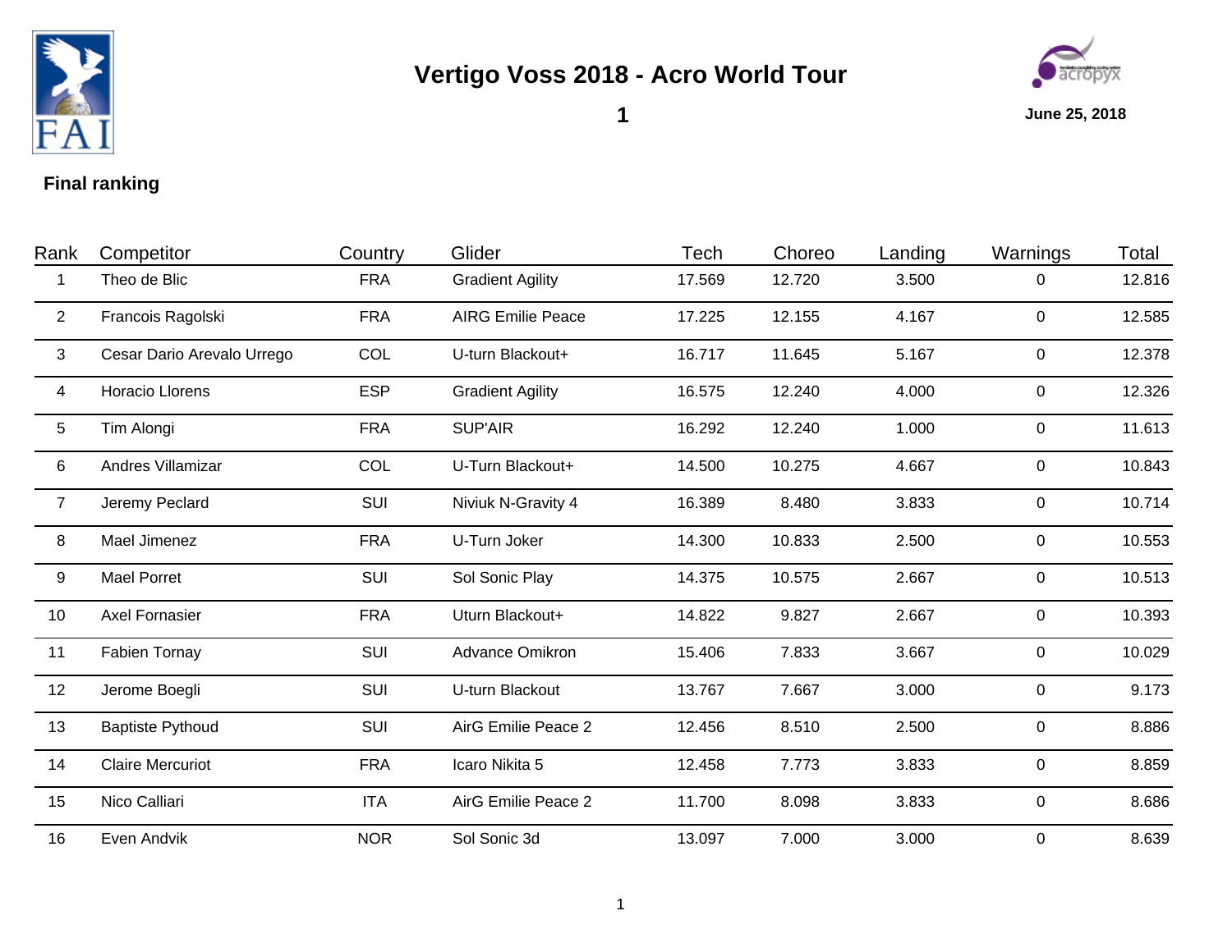# Vertigo Voss 2018 - Acro World Tour

**1**

**June 25, 2018**

**Final ranking**

| Rank | Competitor | Country | Glider | Tech | Choreo | Landing | Warnings | Total |
|---|---|---|---|---|---|---|---|---|
| 1 | Theo de Blic | FRA | Gradient Agility | 17.569 | 12.720 | 3.500 | 0 | 12.816 |
| 2 | Francois Ragolski | FRA | AIRG Emilie Peace | 17.225 | 12.155 | 4.167 | 0 | 12.585 |
| 3 | Cesar Dario Arevalo Urrego | COL | U-turn Blackout+ | 16.717 | 11.645 | 5.167 | 0 | 12.378 |
| 4 | Horacio Llorens | ESP | Gradient Agility | 16.575 | 12.240 | 4.000 | 0 | 12.326 |
| 5 | Tim Alongi | FRA | SUP'AIR | 16.292 | 12.240 | 1.000 | 0 | 11.613 |
| 6 | Andres Villamizar | COL | U-Turn Blackout+ | 14.500 | 10.275 | 4.667 | 0 | 10.843 |
| 7 | Jeremy Peclard | SUI | Niviuk N-Gravity 4 | 16.389 | 8.480 | 3.833 | 0 | 10.714 |
| 8 | Mael Jimenez | FRA | U-Turn Joker | 14.300 | 10.833 | 2.500 | 0 | 10.553 |
| 9 | Mael Porret | SUI | Sol Sonic Play | 14.375 | 10.575 | 2.667 | 0 | 10.513 |
| 10 | Axel Fornasier | FRA | Uturn Blackout+ | 14.822 | 9.827 | 2.667 | 0 | 10.393 |
| 11 | Fabien Tornay | SUI | Advance Omikron | 15.406 | 7.833 | 3.667 | 0 | 10.029 |
| 12 | Jerome Boegli | SUI | U-turn Blackout | 13.767 | 7.667 | 3.000 | 0 | 9.173 |
| 13 | Baptiste Pythoud | SUI | AirG Emilie Peace 2 | 12.456 | 8.510 | 2.500 | 0 | 8.886 |
| 14 | Claire Mercuriot | FRA | Icaro Nikita 5 | 12.458 | 7.773 | 3.833 | 0 | 8.859 |
| 15 | Nico Calliari | ITA | AirG Emilie Peace 2 | 11.700 | 8.098 | 3.833 | 0 | 8.686 |
| 16 | Even Andvik | NOR | Sol Sonic 3d | 13.097 | 7.000 | 3.000 | 0 | 8.639 |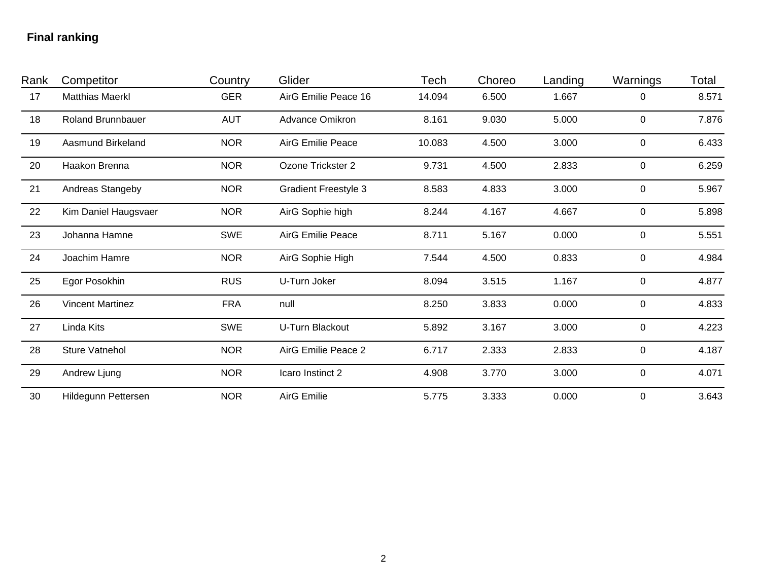**Final ranking**

| Rank | Competitor | Country | Glider | Tech | Choreo | Landing | Warnings | Total |
| --- | --- | --- | --- | --- | --- | --- | --- | --- |
| 17 | Matthias Maerkl | GER | AirG Emilie Peace 16 | 14.094 | 6.500 | 1.667 | 0 | 8.571 |
| 18 | Roland Brunnbauer | AUT | Advance Omikron | 8.161 | 9.030 | 5.000 | 0 | 7.876 |
| 19 | Aasmund Birkeland | NOR | AirG Emilie Peace | 10.083 | 4.500 | 3.000 | 0 | 6.433 |
| 20 | Haakon Brenna | NOR | Ozone Trickster 2 | 9.731 | 4.500 | 2.833 | 0 | 6.259 |
| 21 | Andreas Stangeby | NOR | Gradient Freestyle 3 | 8.583 | 4.833 | 3.000 | 0 | 5.967 |
| 22 | Kim Daniel Haugsvaer | NOR | AirG Sophie high | 8.244 | 4.167 | 4.667 | 0 | 5.898 |
| 23 | Johanna Hamne | SWE | AirG Emilie Peace | 8.711 | 5.167 | 0.000 | 0 | 5.551 |
| 24 | Joachim Hamre | NOR | AirG Sophie High | 7.544 | 4.500 | 0.833 | 0 | 4.984 |
| 25 | Egor Posokhin | RUS | U-Turn Joker | 8.094 | 3.515 | 1.167 | 0 | 4.877 |
| 26 | Vincent Martinez | FRA | null | 8.250 | 3.833 | 0.000 | 0 | 4.833 |
| 27 | Linda Kits | SWE | U-Turn Blackout | 5.892 | 3.167 | 3.000 | 0 | 4.223 |
| 28 | Sture Vatnehol | NOR | AirG Emilie Peace 2 | 6.717 | 2.333 | 2.833 | 0 | 4.187 |
| 29 | Andrew Ljung | NOR | Icaro Instinct 2 | 4.908 | 3.770 | 3.000 | 0 | 4.071 |
| 30 | Hildegunn Pettersen | NOR | AirG Emilie | 5.775 | 3.333 | 0.000 | 0 | 3.643 |